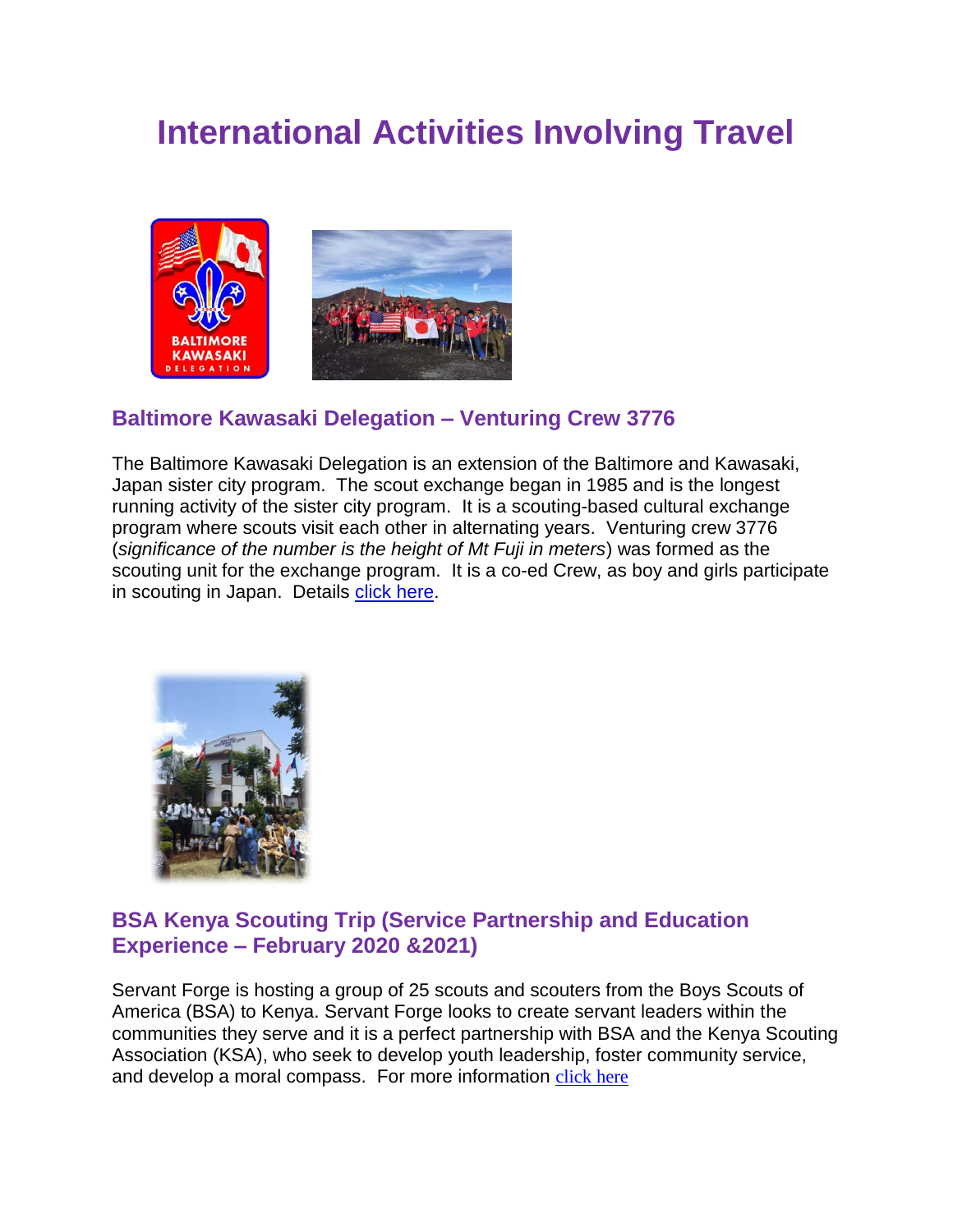# International Activities Involving Travel

## Baltimore Kawasaki Delegation – Venturing Crew 3776

The Baltimore Kawasaki Delegation is an extension of the Baltimore and Kawasaki, Japan sister city program. The scout exchange began in 1985 and is the longest running activity of the sister city program. It is a scouting-based cultural exchange program where scouts visit each other in alternating years. Venturing crew 3776 (*significance of the number is the height of Mt Fuji in meters*) was formed as the scouting unit for the exchange program. It is a co-ed Crew, as boy and girls participate in scouting in Japan. Details click here.

## BSA Kenya Scouting Trip (Service Partnership and Education Experience – February 2020 &2021)

Servant Forge is hosting a group of 25 scouts and scouters from the Boys Scouts of America (BSA) to Kenya. Servant Forge looks to create servant leaders within the communities they serve and it is a perfect partnership with BSA and the Kenya Scouting Association (KSA), who seek to develop youth leadership, foster community service, and develop a moral compass. For more information click here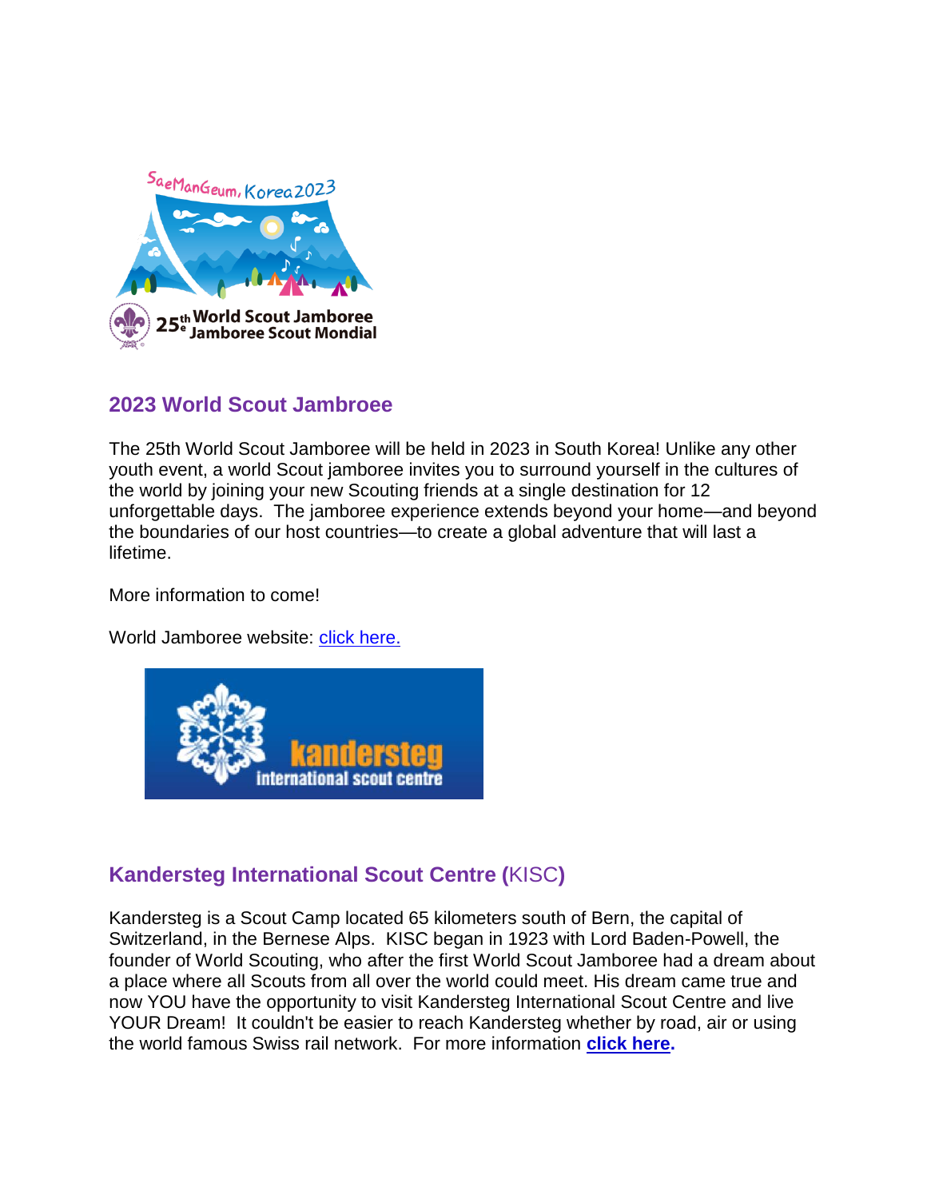## 2023 World Scout Jambroee

The 25th World Scout Jamboree will be held in 2023 in South Korea! Unlike any other youth event, a world Scout jamboree invites you to surround yourself in the cultures of the world by joining your new Scouting friends at a single destination for 12 unforgettable days. The jamboree experience extends beyond your home—and beyond the boundaries of our host countries—to create a global adventure that will last a lifetime.

More information to come!

World Jamboree website: click here.

## Kandersteg International Scout Centre (KISC)

Kandersteg is a Scout Camp located 65 kilometers south of Bern, the capital of Switzerland, in the Bernese Alps. KISC began in 1923 with Lord Baden-Powell, the founder of World Scouting, who after the first World Scout Jamboree had a dream about a place where all Scouts from all over the world could meet. His dream came true and now YOU have the opportunity to visit Kandersteg International Scout Centre and live YOUR Dream! It couldn't be easier to reach Kandersteg whether by road, air or using the world famous Swiss rail network. For more information **click here.**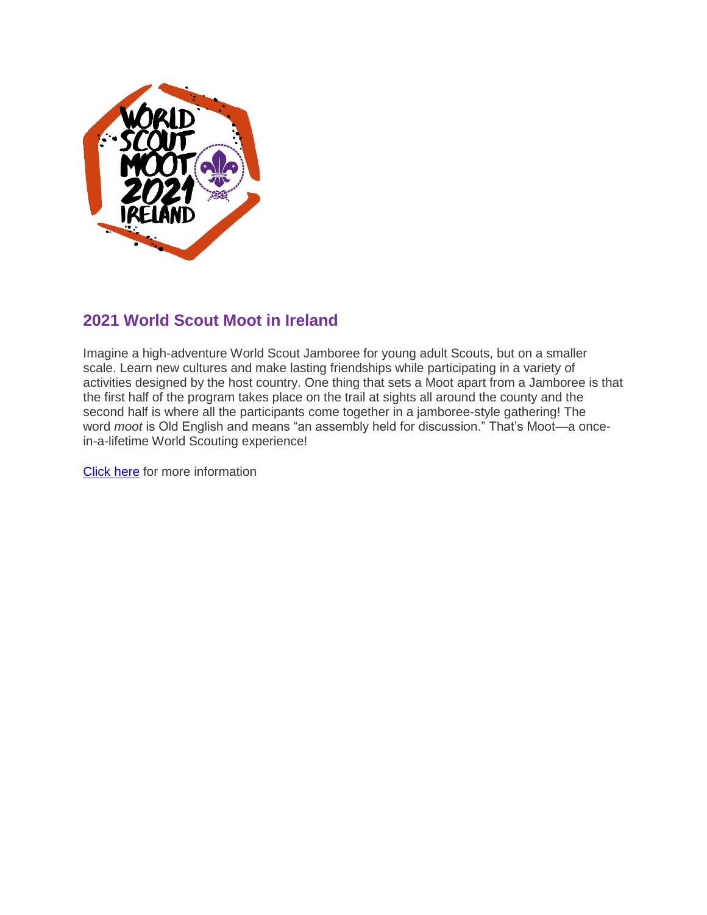## 2021 World Scout Moot in Ireland

Imagine a high-adventure World Scout Jamboree for young adult Scouts, but on a smaller scale. Learn new cultures and make lasting friendships while participating in a variety of activities designed by the host country. One thing that sets a Moot apart from a Jamboree is that the first half of the program takes place on the trail at sights all around the county and the second half is where all the participants come together in a jamboree-style gathering! The word *moot* is Old English and means "an assembly held for discussion." That's Moot—a once-in-a-lifetime World Scouting experience!

Click here for more information